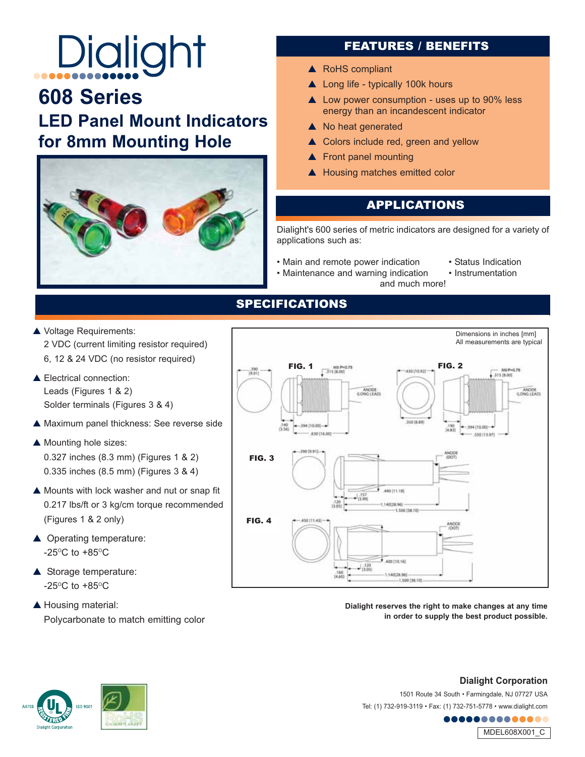# Dialight

## 608 Series

## LED Panel Mount Indicators for 8mm Mounting Hole

### FEATURES / BENEFITS

- ▲ RoHS compliant
- ▲ Long life - typically 100k hours
- ▲ Low power consumption - uses up to 90% less energy than an incandescent indicator
- ▲ No heat generated
- ▲ Colors include red, green and yellow
- ▲ Front panel mounting
- ▲ Housing matches emitted color

### APPLICATIONS

Dialight's 600 series of metric indicators are designed for a variety of applications such as:

- Main and remote power indication
- Maintenance and warning indication
- Status Indication
- Instrumentation

and much more!

## SPECIFICATIONS

- ▲ Voltage Requirements:
  2 VDC (current limiting resistor required)
  6, 12 & 24 VDC (no resistor required)
- ▲ Electrical connection:
  Leads (Figures 1 & 2)
  Solder terminals (Figures 3 & 4)
- ▲ Maximum panel thickness: See reverse side
- ▲ Mounting hole sizes:
  0.327 inches (8.3 mm) (Figures 1 & 2)
  0.335 inches (8.5 mm) (Figures 3 & 4)
- ▲ Mounts with lock washer and nut or snap fit
  0.217 lbs/ft or 3 kg/cm torque recommended
  (Figures 1 & 2 only)
- ▲ Operating temperature:
  -25°C to +85°C
- ▲ Storage temperature:
  -25°C to +85°C
- ▲ Housing material:
  Polycarbonate to match emitting color

Dimensions in inches [mm]
All measurements are typical

FIG. 1 FIG. 2 FIG. 3 FIG. 4

**Dialight reserves the right to make changes at any time in order to supply the best product possible.**

**Dialight Corporation**
1501 Route 34 South • Farmingdale, NJ 07727 USA
Tel: (1) 732-919-3119 • Fax: (1) 732-751-5778 • www.dialight.com

MDEL608X001_C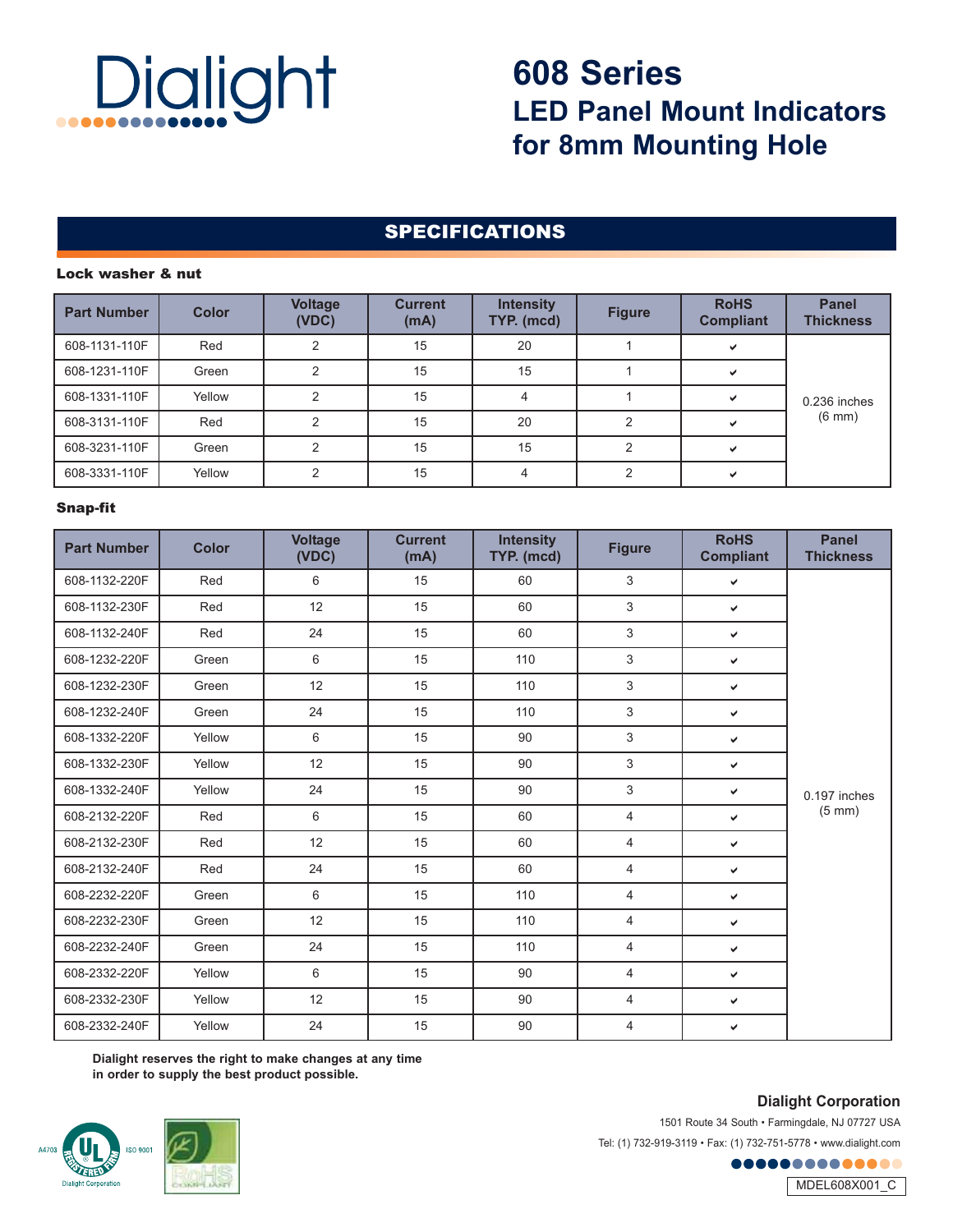# 608 Series

## LED Panel Mount Indicators for 8mm Mounting Hole

## SPECIFICATIONS

**Lock washer & nut**

| Part Number | Color | Voltage (VDC) | Current (mA) | Intensity TYP. (mcd) | Figure | RoHS Compliant | Panel Thickness |
|---|---|---|---|---|---|---|---|
| 608-1131-110F | Red | 2 | 15 | 20 | 1 | ✔ | 0.236 inches (6 mm) |
| 608-1231-110F | Green | 2 | 15 | 15 | 1 | ✔ | |
| 608-1331-110F | Yellow | 2 | 15 | 4 | 1 | ✔ | |
| 608-3131-110F | Red | 2 | 15 | 20 | 2 | ✔ | |
| 608-3231-110F | Green | 2 | 15 | 15 | 2 | ✔ | |
| 608-3331-110F | Yellow | 2 | 15 | 4 | 2 | ✔ | |

**Snap-fit**

| Part Number | Color | Voltage (VDC) | Current (mA) | Intensity TYP. (mcd) | Figure | RoHS Compliant | Panel Thickness |
|---|---|---|---|---|---|---|---|
| 608-1132-220F | Red | 6 | 15 | 60 | 3 | ✔ | 0.197 inches (5 mm) |
| 608-1132-230F | Red | 12 | 15 | 60 | 3 | ✔ | |
| 608-1132-240F | Red | 24 | 15 | 60 | 3 | ✔ | |
| 608-1232-220F | Green | 6 | 15 | 110 | 3 | ✔ | |
| 608-1232-230F | Green | 12 | 15 | 110 | 3 | ✔ | |
| 608-1232-240F | Green | 24 | 15 | 110 | 3 | ✔ | |
| 608-1332-220F | Yellow | 6 | 15 | 90 | 3 | ✔ | |
| 608-1332-230F | Yellow | 12 | 15 | 90 | 3 | ✔ | |
| 608-1332-240F | Yellow | 24 | 15 | 90 | 3 | ✔ | |
| 608-2132-220F | Red | 6 | 15 | 60 | 4 | ✔ | |
| 608-2132-230F | Red | 12 | 15 | 60 | 4 | ✔ | |
| 608-2132-240F | Red | 24 | 15 | 60 | 4 | ✔ | |
| 608-2232-220F | Green | 6 | 15 | 110 | 4 | ✔ | |
| 608-2232-230F | Green | 12 | 15 | 110 | 4 | ✔ | |
| 608-2232-240F | Green | 24 | 15 | 110 | 4 | ✔ | |
| 608-2332-220F | Yellow | 6 | 15 | 90 | 4 | ✔ | |
| 608-2332-230F | Yellow | 12 | 15 | 90 | 4 | ✔ | |
| 608-2332-240F | Yellow | 24 | 15 | 90 | 4 | ✔ | |

**Dialight reserves the right to make changes at any time in order to supply the best product possible.**

**Dialight Corporation**

1501 Route 34 South • Farmingdale, NJ 07727 USA

Tel: (1) 732-919-3119 • Fax: (1) 732-751-5778 • www.dialight.com

MDEL608X001_C